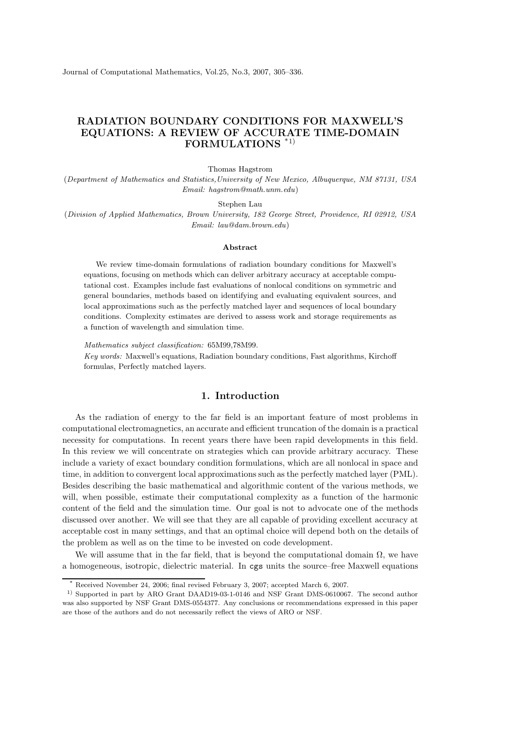# RADIATION BOUNDARY CONDITIONS FOR MAXWELL'S EQUATIONS: A REVIEW OF ACCURATE TIME-DOMAIN FORMULATIONS [*1)]

Thomas Hagstrom

(*Department of Mathematics and Statistics, University of New Mexico, Albuquerque, NM 87131, USA*
*Email: hagstrom@math.unm.edu*)

Stephen Lau

(*Division of Applied Mathematics, Brown University, 182 George Street, Providence, RI 02912, USA*
*Email: lau@dam.brown.edu*)

### Abstract

We review time-domain formulations of radiation boundary conditions for Maxwell's equations, focusing on methods which can deliver arbitrary accuracy at acceptable computational cost. Examples include fast evaluations of nonlocal conditions on symmetric and general boundaries, methods based on identifying and evaluating equivalent sources, and local approximations such as the perfectly matched layer and sequences of local boundary conditions. Complexity estimates are derived to assess work and storage requirements as a function of wavelength and simulation time.

*Mathematics subject classification:* 65M99,78M99.

*Key words:* Maxwell's equations, Radiation boundary conditions, Fast algorithms, Kirchoff formulas, Perfectly matched layers.

## 1. Introduction

As the radiation of energy to the far field is an important feature of most problems in computational electromagnetics, an accurate and efficient truncation of the domain is a practical necessity for computations. In recent years there have been rapid developments in this field. In this review we will concentrate on strategies which can provide arbitrary accuracy. These include a variety of exact boundary condition formulations, which are all nonlocal in space and time, in addition to convergent local approximations such as the perfectly matched layer (PML). Besides describing the basic mathematical and algorithmic content of the various methods, we will, when possible, estimate their computational complexity as a function of the harmonic content of the field and the simulation time. Our goal is not to advocate one of the methods discussed over another. We will see that they are all capable of providing excellent accuracy at acceptable cost in many settings, and that an optimal choice will depend both on the details of the problem as well as on the time to be invested on code development.

We will assume that in the far field, that is beyond the computational domain $\Omega$, we have a homogeneous, isotropic, dielectric material. In `cgs` units the source–free Maxwell equations

---

[*] Received November 24, 2006; final revised February 3, 2007; accepted March 6, 2007.

[1)] Supported in part by ARO Grant DAAD19-03-1-0146 and NSF Grant DMS-0610067. The second author was also supported by NSF Grant DMS-0554377. Any conclusions or recommendations expressed in this paper are those of the authors and do not necessarily reflect the views of ARO or NSF.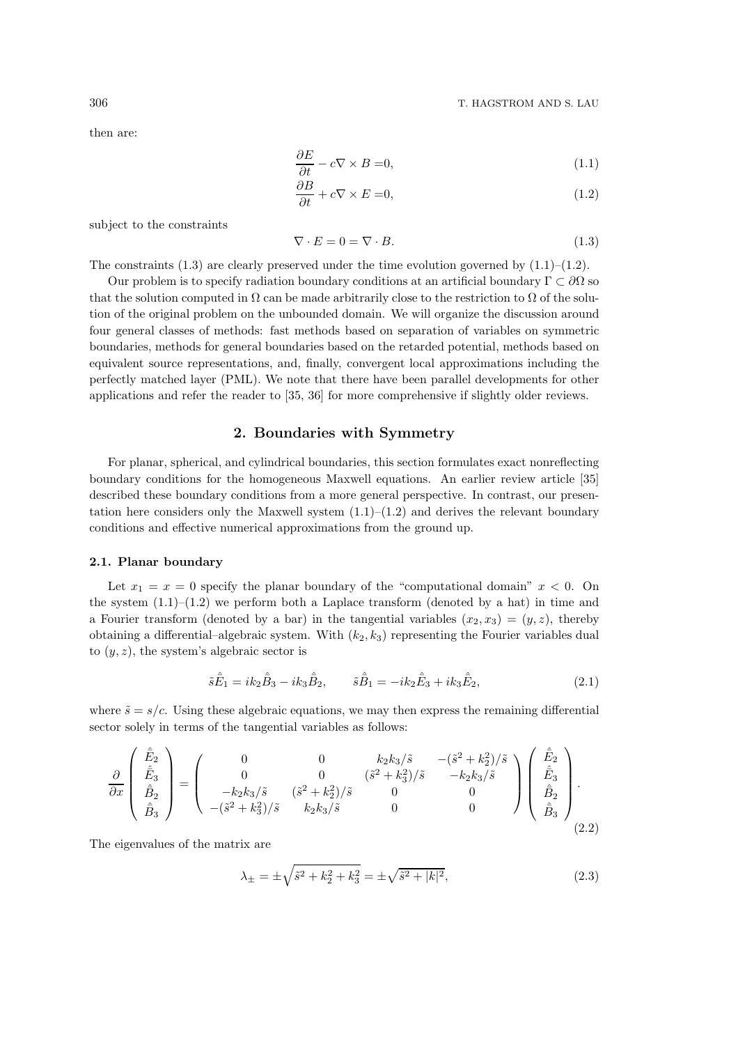then are:

$$\frac{\partial E}{\partial t} - c\nabla \times B = 0, \tag{1.1}$$

$$\frac{\partial B}{\partial t} + c\nabla \times E = 0, \tag{1.2}$$

subject to the constraints

$$\nabla \cdot E = 0 = \nabla \cdot B. \tag{1.3}$$

The constraints (1.3) are clearly preserved under the time evolution governed by (1.1)–(1.2).

Our problem is to specify radiation boundary conditions at an artificial boundary $\Gamma \subset \partial\Omega$ so that the solution computed in $\Omega$ can be made arbitrarily close to the restriction to $\Omega$ of the solution of the original problem on the unbounded domain. We will organize the discussion around four general classes of methods: fast methods based on separation of variables on symmetric boundaries, methods for general boundaries based on the retarded potential, methods based on equivalent source representations, and, finally, convergent local approximations including the perfectly matched layer (PML). We note that there have been parallel developments for other applications and refer the reader to [35, 36] for more comprehensive if slightly older reviews.

## 2. Boundaries with Symmetry

For planar, spherical, and cylindrical boundaries, this section formulates exact nonreflecting boundary conditions for the homogeneous Maxwell equations. An earlier review article [35] described these boundary conditions from a more general perspective. In contrast, our presentation here considers only the Maxwell system (1.1)–(1.2) and derives the relevant boundary conditions and effective numerical approximations from the ground up.

### 2.1. Planar boundary

Let $x_1 = x = 0$ specify the planar boundary of the "computational domain" $x < 0$. On the system (1.1)–(1.2) we perform both a Laplace transform (denoted by a hat) in time and a Fourier transform (denoted by a bar) in the tangential variables $(x_2, x_3) = (y, z)$, thereby obtaining a differential–algebraic system. With $(k_2, k_3)$ representing the Fourier variables dual to $(y, z)$, the system's algebraic sector is

$$\tilde{s}\hat{\bar{E}}_1 = ik_2\hat{\bar{B}}_3 - ik_3\hat{\bar{B}}_2, \qquad \tilde{s}\hat{\bar{B}}_1 = -ik_2\hat{\bar{E}}_3 + ik_3\hat{\bar{E}}_2, \tag{2.1}$$

where $\tilde{s} = s/c$. Using these algebraic equations, we may then express the remaining differential sector solely in terms of the tangential variables as follows:

$$\frac{\partial}{\partial x}\begin{pmatrix} \hat{\bar{E}}_2 \\ \hat{\bar{E}}_3 \\ \hat{\bar{B}}_2 \\ \hat{\bar{B}}_3 \end{pmatrix} = \begin{pmatrix} 0 & 0 & k_2k_3/\tilde{s} & -(\tilde{s}^2 + k_2^2)/\tilde{s} \\ 0 & 0 & (\tilde{s}^2 + k_3^2)/\tilde{s} & -k_2k_3/\tilde{s} \\ -k_2k_3/\tilde{s} & (\tilde{s}^2 + k_2^2)/\tilde{s} & 0 & 0 \\ -(\tilde{s}^2 + k_3^2)/\tilde{s} & k_2k_3/\tilde{s} & 0 & 0 \end{pmatrix}\begin{pmatrix} \hat{\bar{E}}_2 \\ \hat{\bar{E}}_3 \\ \hat{\bar{B}}_2 \\ \hat{\bar{B}}_3 \end{pmatrix}. \tag{2.2}$$

The eigenvalues of the matrix are

$$\lambda_\pm = \pm\sqrt{\tilde{s}^2 + k_2^2 + k_3^2} = \pm\sqrt{\tilde{s}^2 + |k|^2}, \tag{2.3}$$